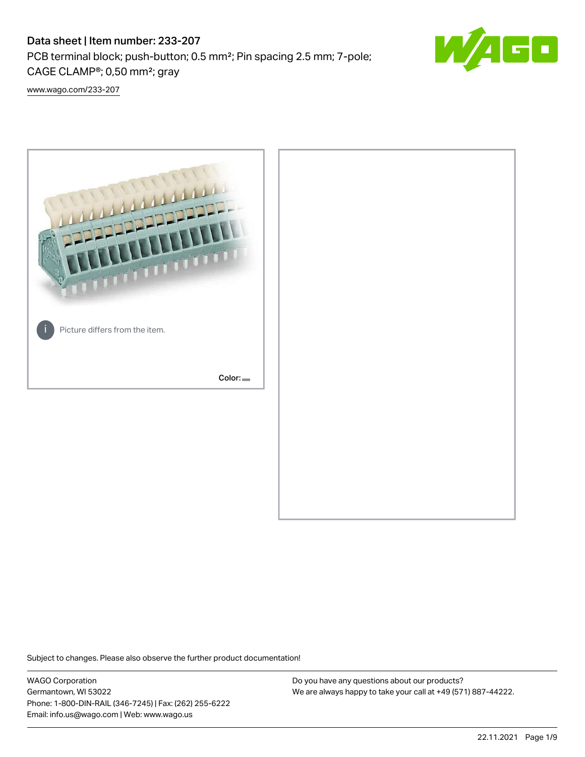# Data sheet | Item number: 233-207

PCB terminal block; push-button; 0.5 mm²; Pin spacing 2.5 mm; 7-pole; CAGE CLAMP®; 0,50 mm²; gray

[www.wago.com/233-207](www.wago.com/233-207)

Picture differs from the item.

Color:

Subject to changes. Please also observe the further product documentation!

WAGO Corporation
Germantown, WI 53022
Phone: 1-800-DIN-RAIL (346-7245) | Fax: (262) 255-6222
Email: info.us@wago.com | Web: www.wago.us

Do you have any questions about our products?
We are always happy to take your call at +49 (571) 887-44222.

22.11.2021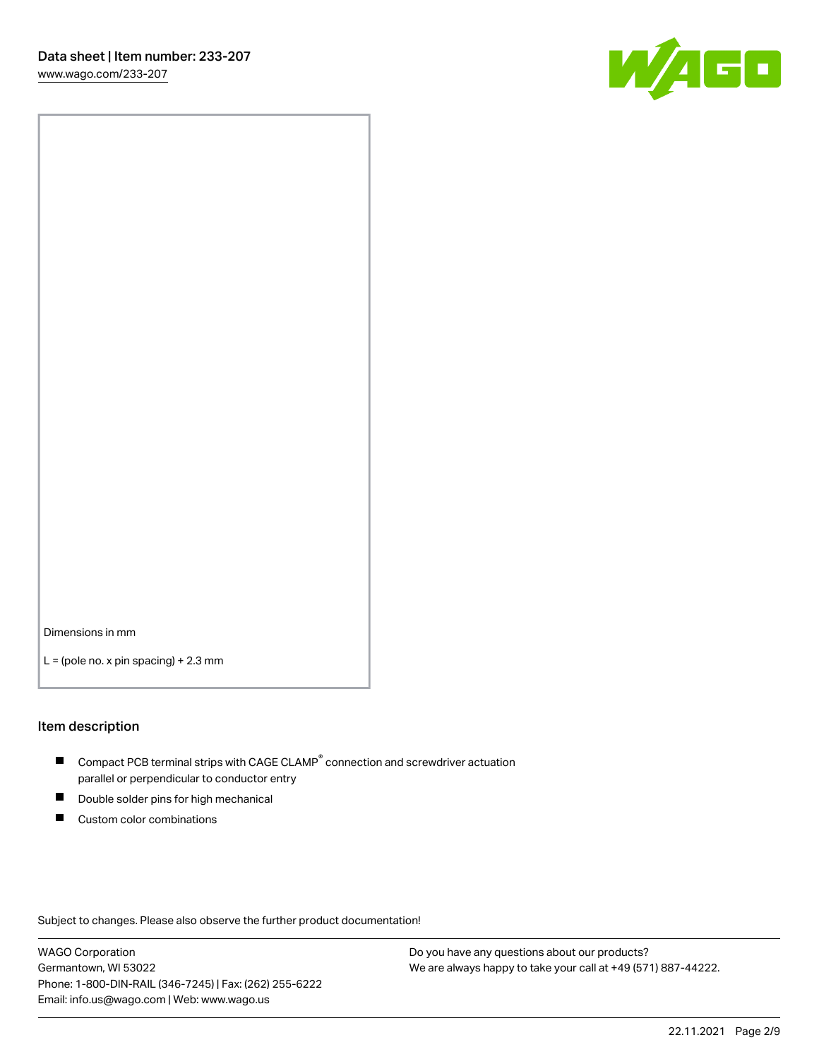Dimensions in mm

L = (pole no. x pin spacing) + 2.3 mm

## Item description

- Compact PCB terminal strips with CAGE CLAMP® connection and screwdriver actuation parallel or perpendicular to conductor entry
- Double solder pins for high mechanical
- Custom color combinations

Subject to changes. Please also observe the further product documentation!

WAGO Corporation
Germantown, WI 53022
Phone: 1-800-DIN-RAIL (346-7245) | Fax: (262) 255-6222
Email: info.us@wago.com | Web: www.wago.us

Do you have any questions about our products?
We are always happy to take your call at +49 (571) 887-44222.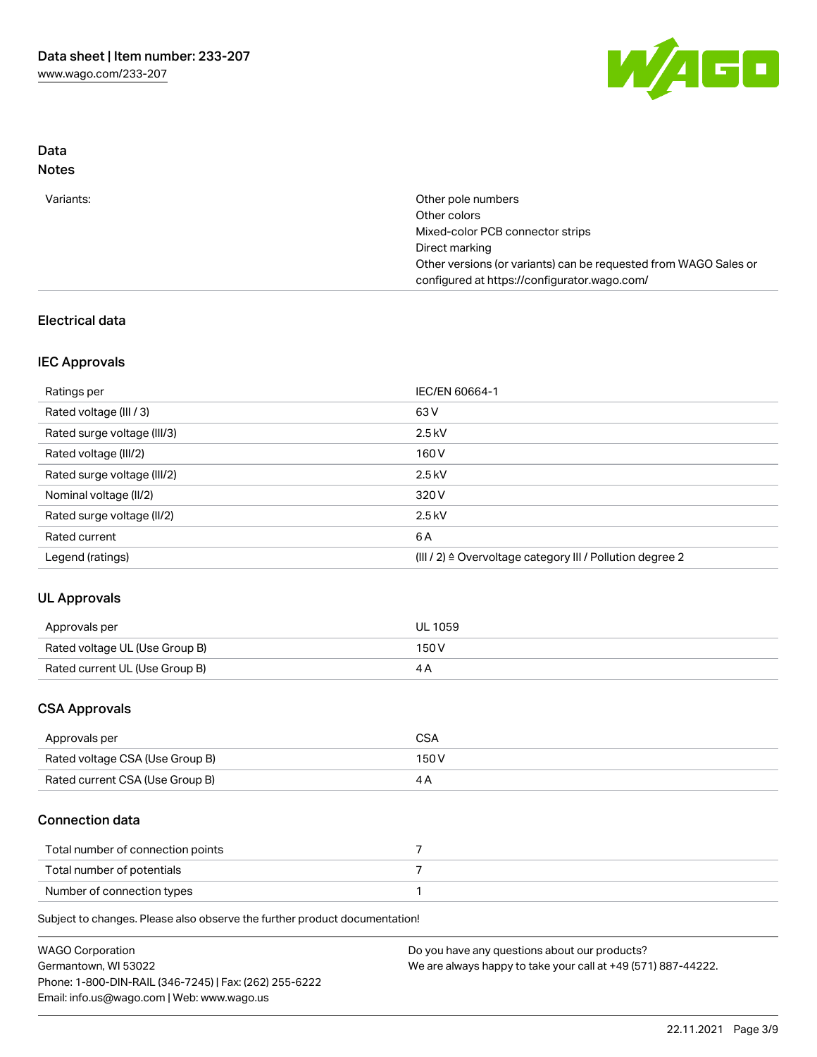## Data

### Notes

| | |
|---|---|
| Variants: | Other pole numbers<br>Other colors<br>Mixed-color PCB connector strips<br>Direct marking<br>Other versions (or variants) can be requested from WAGO Sales or configured at https://configurator.wago.com/ |

## Electrical data

### IEC Approvals

| | |
|---|---|
| Ratings per | IEC/EN 60664-1 |
| Rated voltage (III / 3) | 63 V |
| Rated surge voltage (III/3) | 2.5 kV |
| Rated voltage (III/2) | 160 V |
| Rated surge voltage (III/2) | 2.5 kV |
| Nominal voltage (II/2) | 320 V |
| Rated surge voltage (II/2) | 2.5 kV |
| Rated current | 6 A |
| Legend (ratings) | (III / 2) ≙ Overvoltage category III / Pollution degree 2 |

### UL Approvals

| | |
|---|---|
| Approvals per | UL 1059 |
| Rated voltage UL (Use Group B) | 150 V |
| Rated current UL (Use Group B) | 4 A |

### CSA Approvals

| | |
|---|---|
| Approvals per | CSA |
| Rated voltage CSA (Use Group B) | 150 V |
| Rated current CSA (Use Group B) | 4 A |

### Connection data

| | |
|---|---|
| Total number of connection points | 7 |
| Total number of potentials | 7 |
| Number of connection types | 1 |

Subject to changes. Please also observe the further product documentation!

WAGO Corporation
Germantown, WI 53022
Phone: 1-800-DIN-RAIL (346-7245) | Fax: (262) 255-6222
Email: info.us@wago.com | Web: www.wago.us

Do you have any questions about our products?
We are always happy to take your call at +49 (571) 887-44222.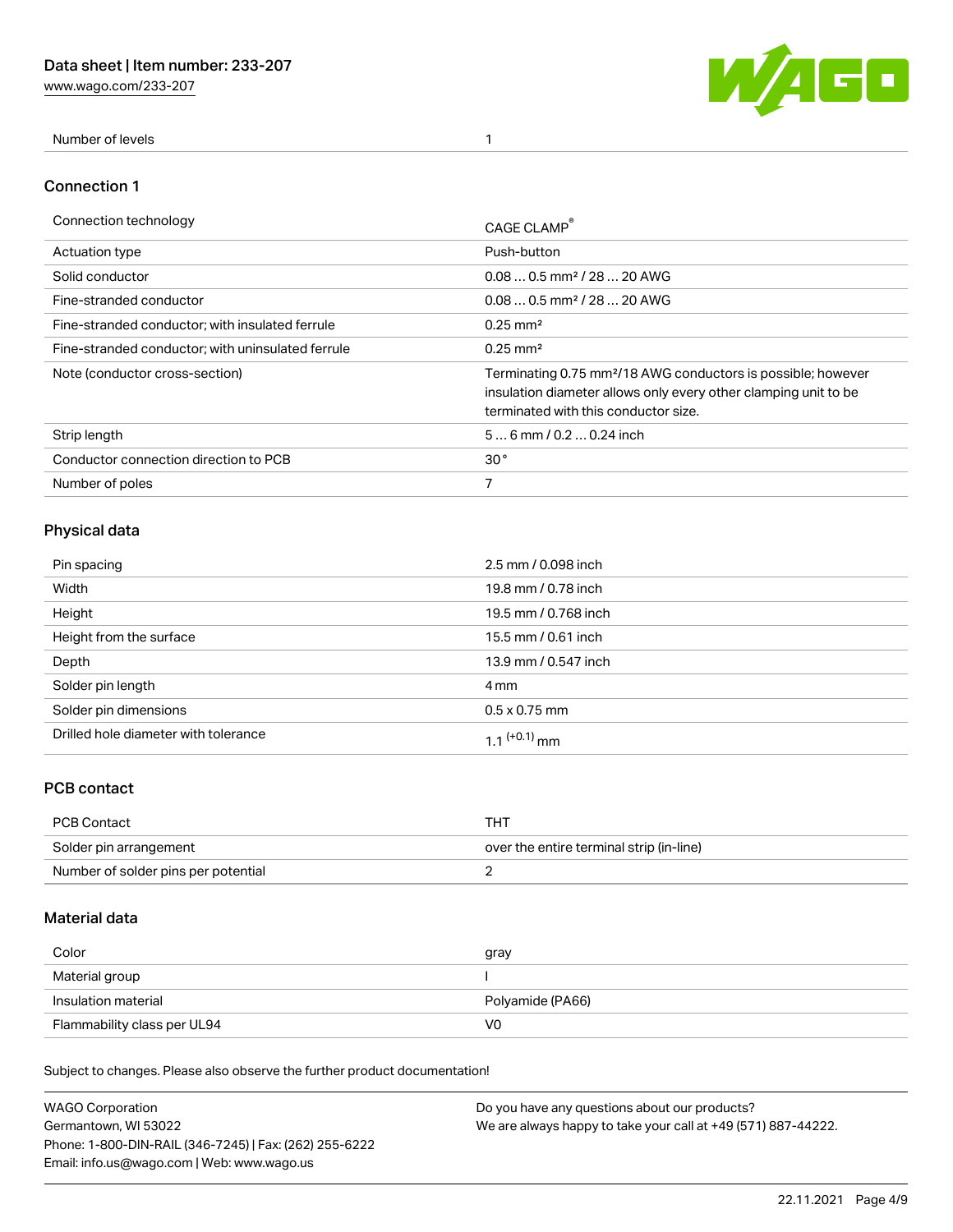| Number of levels | 1 |
| --- | --- |

## Connection 1

| Connection technology | CAGE CLAMP® |
| --- | --- |
| Actuation type | Push-button |
| Solid conductor | 0.08 … 0.5 mm² / 28 … 20 AWG |
| Fine-stranded conductor | 0.08 … 0.5 mm² / 28 … 20 AWG |
| Fine-stranded conductor; with insulated ferrule | 0.25 mm² |
| Fine-stranded conductor; with uninsulated ferrule | 0.25 mm² |
| Note (conductor cross-section) | Terminating 0.75 mm²/18 AWG conductors is possible; however insulation diameter allows only every other clamping unit to be terminated with this conductor size. |
| Strip length | 5 … 6 mm / 0.2 … 0.24 inch |
| Conductor connection direction to PCB | 30 ° |
| Number of poles | 7 |

## Physical data

| Pin spacing | 2.5 mm / 0.098 inch |
| --- | --- |
| Width | 19.8 mm / 0.78 inch |
| Height | 19.5 mm / 0.768 inch |
| Height from the surface | 15.5 mm / 0.61 inch |
| Depth | 13.9 mm / 0.547 inch |
| Solder pin length | 4 mm |
| Solder pin dimensions | 0.5 x 0.75 mm |
| Drilled hole diameter with tolerance | $1.1^{(+0.1)}$ mm |

## PCB contact

| PCB Contact | THT |
| --- | --- |
| Solder pin arrangement | over the entire terminal strip (in-line) |
| Number of solder pins per potential | 2 |

## Material data

| Color | gray |
| --- | --- |
| Material group | I |
| Insulation material | Polyamide (PA66) |
| Flammability class per UL94 | V0 |

Subject to changes. Please also observe the further product documentation!

WAGO Corporation
Germantown, WI 53022
Phone: 1-800-DIN-RAIL (346-7245) | Fax: (262) 255-6222
Email: info.us@wago.com | Web: www.wago.us

Do you have any questions about our products?
We are always happy to take your call at +49 (571) 887-44222.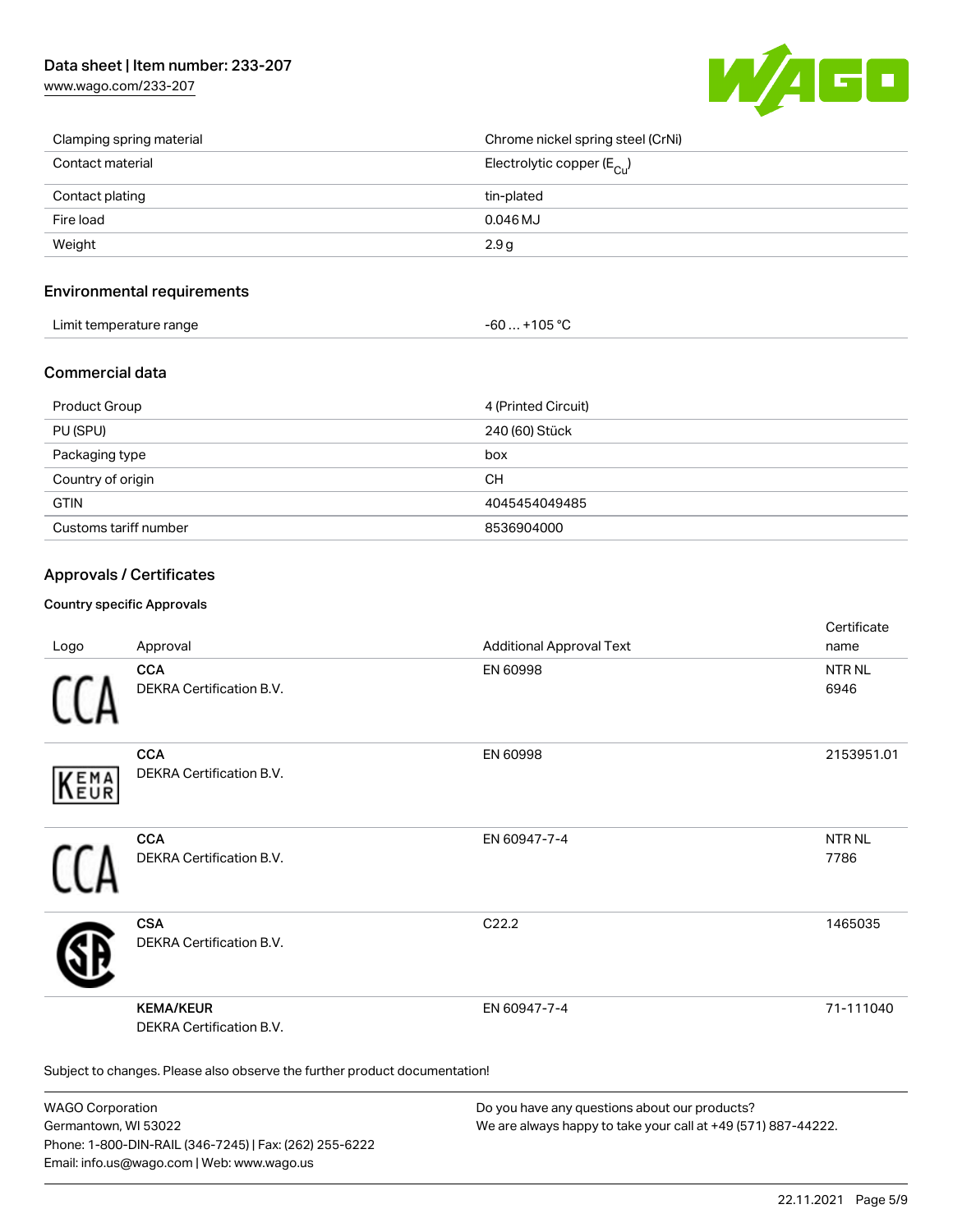| | |
|---|---|
| Clamping spring material | Chrome nickel spring steel (CrNi) |
| Contact material | Electrolytic copper ($E_{Cu}$) |
| Contact plating | tin-plated |
| Fire load | 0.046 MJ |
| Weight | 2.9 g |

## Environmental requirements

| | |
|---|---|
| Limit temperature range | -60 … +105 °C |

## Commercial data

| | |
|---|---|
| Product Group | 4 (Printed Circuit) |
| PU (SPU) | 240 (60) Stück |
| Packaging type | box |
| Country of origin | CH |
| GTIN | 4045454049485 |
| Customs tariff number | 8536904000 |

## Approvals / Certificates

### Country specific Approvals

| Logo | Approval | Additional Approval Text | Certificate name |
|---|---|---|---|
| | **CCA**<br>DEKRA Certification B.V. | EN 60998 | NTR NL 6946 |
| | **CCA**<br>DEKRA Certification B.V. | EN 60998 | 2153951.01 |
| | **CCA**<br>DEKRA Certification B.V. | EN 60947-7-4 | NTR NL 7786 |
| | **CSA**<br>DEKRA Certification B.V. | C22.2 | 1465035 |
| | **KEMA/KEUR**<br>DEKRA Certification B.V. | EN 60947-7-4 | 71-111040 |

Subject to changes. Please also observe the further product documentation!

WAGO Corporation
Germantown, WI 53022
Phone: 1-800-DIN-RAIL (346-7245) | Fax: (262) 255-6222
Email: info.us@wago.com | Web: www.wago.us

Do you have any questions about our products?
We are always happy to take your call at +49 (571) 887-44222.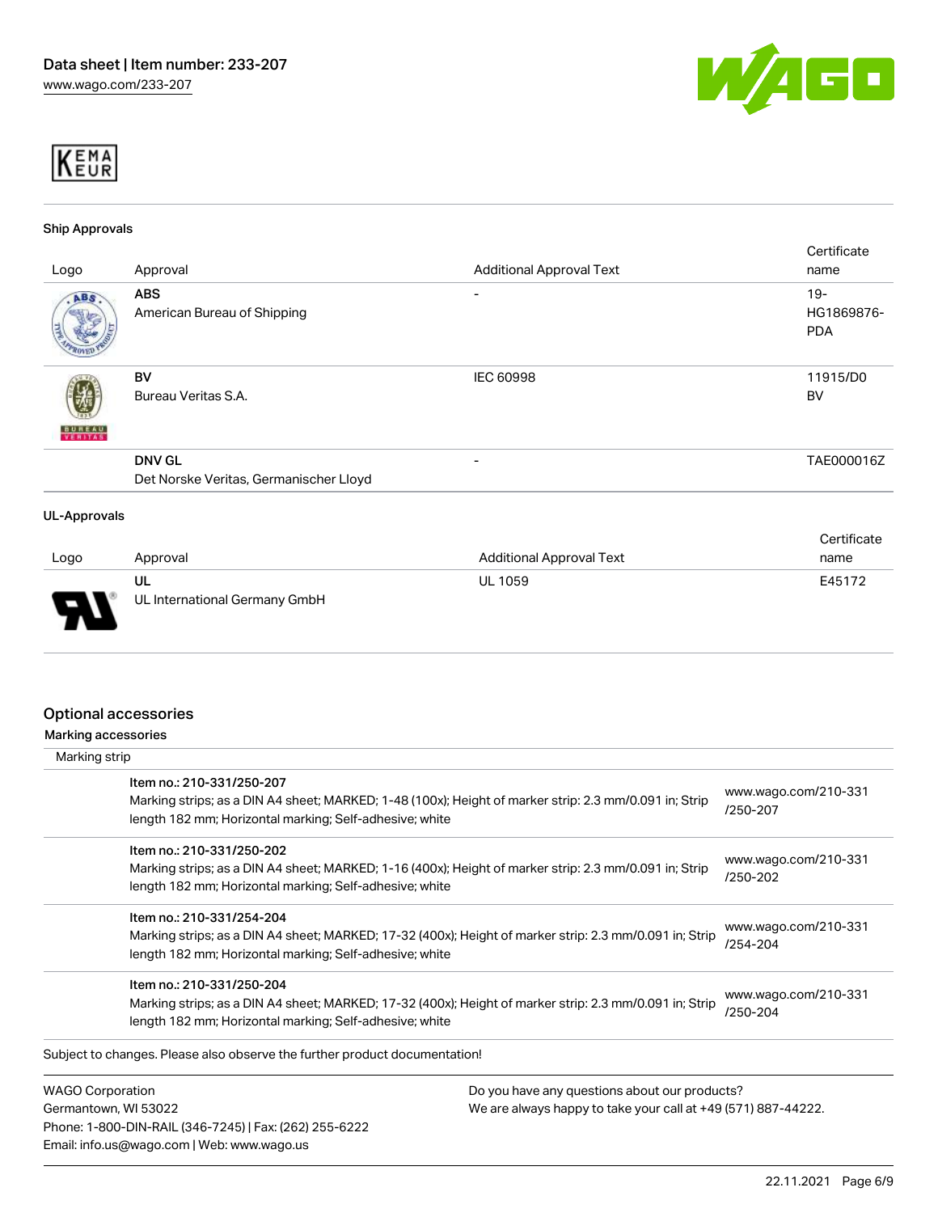## Ship Approvals

| Logo | Approval | Additional Approval Text | Certificate name |
|---|---|---|---|
| | **ABS** American Bureau of Shipping | - | 19-HG1869876-PDA |
| | **BV** Bureau Veritas S.A. | IEC 60998 | 11915/D0 BV |
| | **DNV GL** Det Norske Veritas, Germanischer Lloyd | - | TAE000016Z |

## UL-Approvals

| Logo | Approval | Additional Approval Text | Certificate name |
|---|---|---|---|
| | **UL** UL International Germany GmbH | UL 1059 | E45172 |

## Optional accessories

### Marking accessories

Marking strip

| Item | Link |
|---|---|
| Item no.: 210-331/250-207<br>Marking strips; as a DIN A4 sheet; MARKED; 1-48 (100x); Height of marker strip: 2.3 mm/0.091 in; Strip length 182 mm; Horizontal marking; Self-adhesive; white | www.wago.com/210-331/250-207 |
| Item no.: 210-331/250-202<br>Marking strips; as a DIN A4 sheet; MARKED; 1-16 (400x); Height of marker strip: 2.3 mm/0.091 in; Strip length 182 mm; Horizontal marking; Self-adhesive; white | www.wago.com/210-331/250-202 |
| Item no.: 210-331/254-204<br>Marking strips; as a DIN A4 sheet; MARKED; 17-32 (400x); Height of marker strip: 2.3 mm/0.091 in; Strip length 182 mm; Horizontal marking; Self-adhesive; white | www.wago.com/210-331/254-204 |
| Item no.: 210-331/250-204<br>Marking strips; as a DIN A4 sheet; MARKED; 17-32 (400x); Height of marker strip: 2.3 mm/0.091 in; Strip length 182 mm; Horizontal marking; Self-adhesive; white | www.wago.com/210-331/250-204 |

Subject to changes. Please also observe the further product documentation!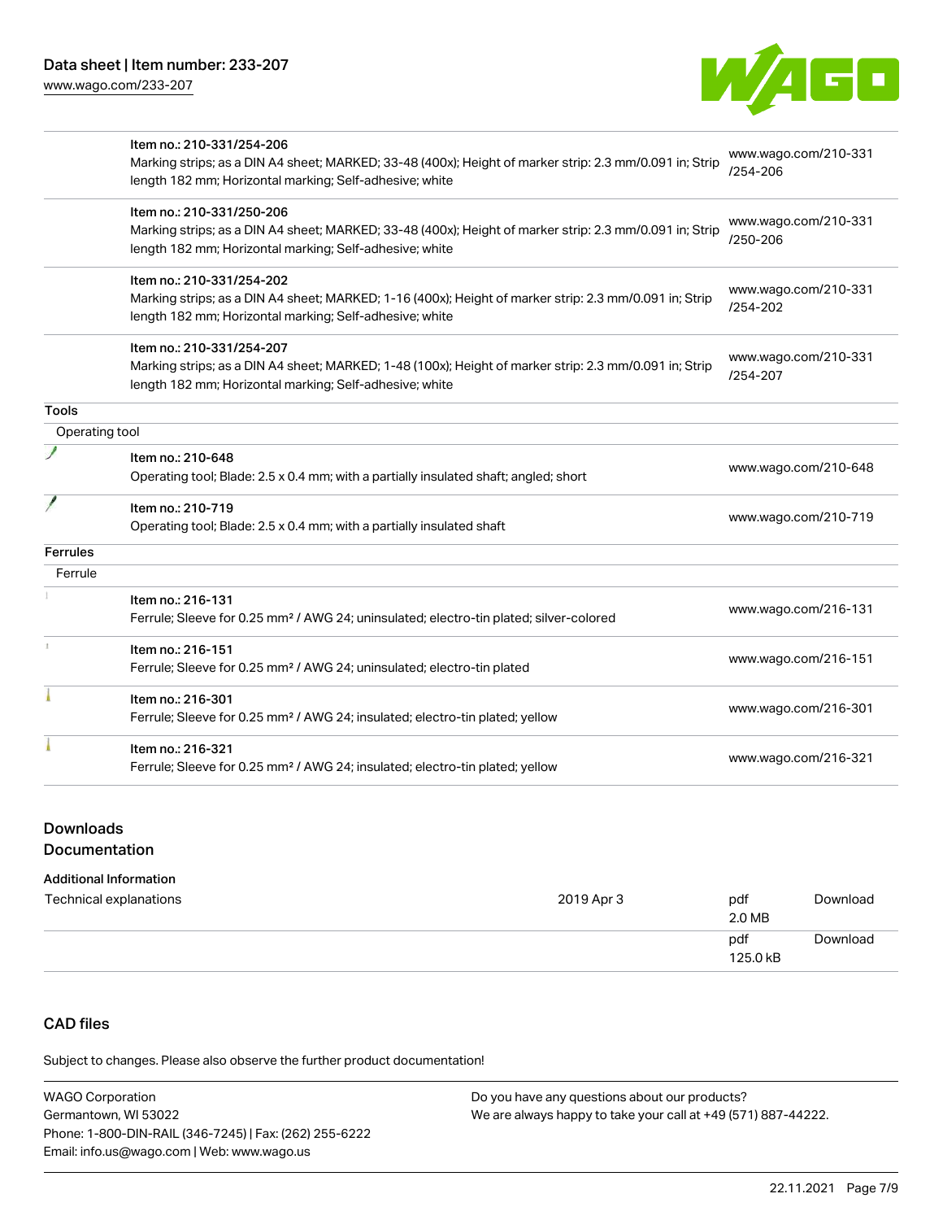| | | |
|---|---|---|
| | Item no.: 210-331/254-206<br>Marking strips; as a DIN A4 sheet; MARKED; 33-48 (400x); Height of marker strip: 2.3 mm/0.091 in; Strip length 182 mm; Horizontal marking; Self-adhesive; white | www.wago.com/210-331/254-206 |
| | Item no.: 210-331/250-206<br>Marking strips; as a DIN A4 sheet; MARKED; 33-48 (400x); Height of marker strip: 2.3 mm/0.091 in; Strip length 182 mm; Horizontal marking; Self-adhesive; white | www.wago.com/210-331/250-206 |
| | Item no.: 210-331/254-202<br>Marking strips; as a DIN A4 sheet; MARKED; 1-16 (400x); Height of marker strip: 2.3 mm/0.091 in; Strip length 182 mm; Horizontal marking; Self-adhesive; white | www.wago.com/210-331/254-202 |
| | Item no.: 210-331/254-207<br>Marking strips; as a DIN A4 sheet; MARKED; 1-48 (100x); Height of marker strip: 2.3 mm/0.091 in; Strip length 182 mm; Horizontal marking; Self-adhesive; white | www.wago.com/210-331/254-207 |

**Tools**

Operating tool

| | | |
|---|---|---|
| | Item no.: 210-648<br>Operating tool; Blade: 2.5 x 0.4 mm; with a partially insulated shaft; angled; short | www.wago.com/210-648 |
| | Item no.: 210-719<br>Operating tool; Blade: 2.5 x 0.4 mm; with a partially insulated shaft | www.wago.com/210-719 |

**Ferrules**

Ferrule

| | | |
|---|---|---|
| | Item no.: 216-131<br>Ferrule; Sleeve for 0.25 mm² / AWG 24; uninsulated; electro-tin plated; silver-colored | www.wago.com/216-131 |
| | Item no.: 216-151<br>Ferrule; Sleeve for 0.25 mm² / AWG 24; uninsulated; electro-tin plated | www.wago.com/216-151 |
| | Item no.: 216-301<br>Ferrule; Sleeve for 0.25 mm² / AWG 24; insulated; electro-tin plated; yellow | www.wago.com/216-301 |
| | Item no.: 216-321<br>Ferrule; Sleeve for 0.25 mm² / AWG 24; insulated; electro-tin plated; yellow | www.wago.com/216-321 |

## Downloads
## Documentation

**Additional Information**

| | | | |
|---|---|---|---|
| Technical explanations | 2019 Apr 3 | pdf<br>2.0 MB | Download |
| | | pdf<br>125.0 kB | Download |

## CAD files

Subject to changes. Please also observe the further product documentation!

WAGO Corporation
Germantown, WI 53022
Phone: 1-800-DIN-RAIL (346-7245) | Fax: (262) 255-6222
Email: info.us@wago.com | Web: www.wago.us

Do you have any questions about our products?
We are always happy to take your call at +49 (571) 887-44222.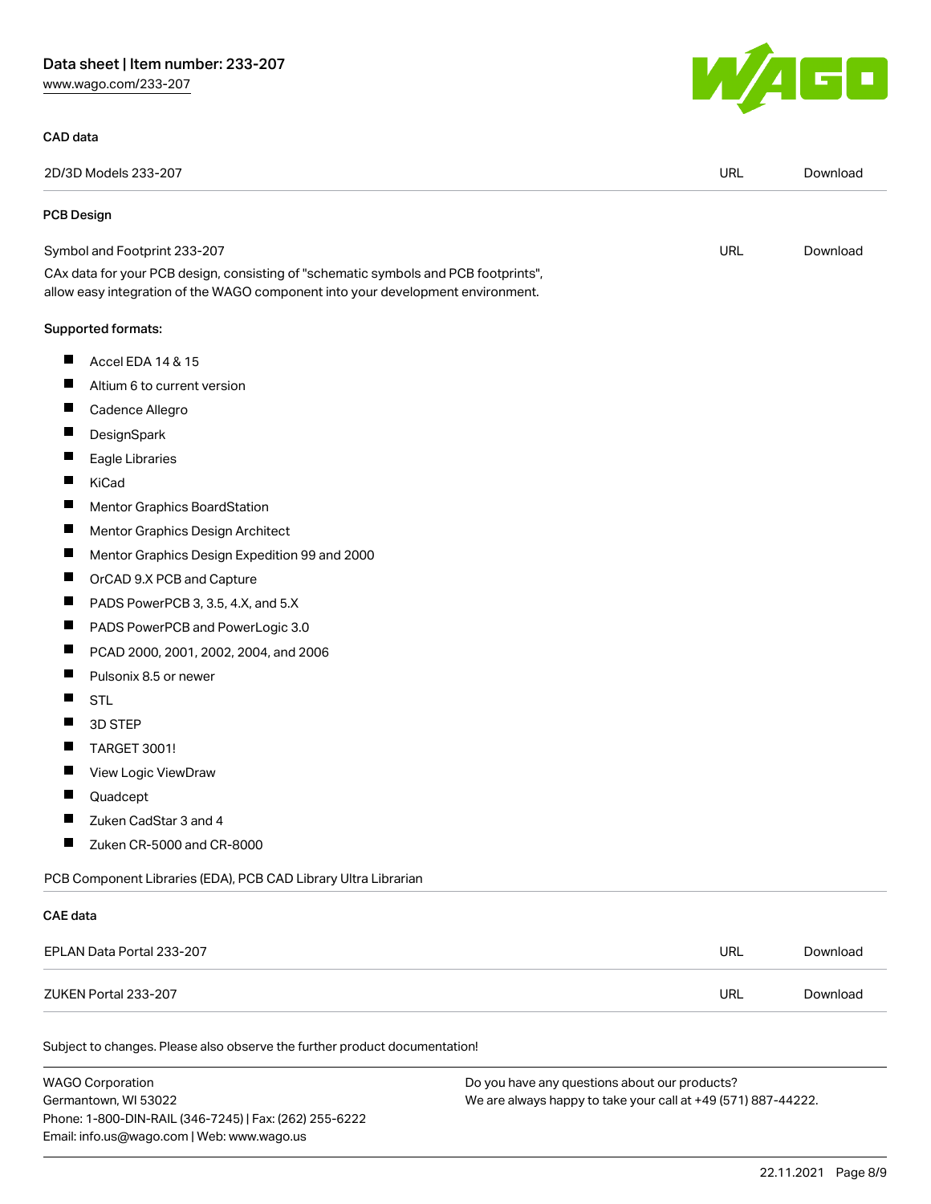### CAD data

| | | |
|---|---|---|
| 2D/3D Models 233-207 | URL | Download |

### PCB Design

| | | |
|---|---|---|
| Symbol and Footprint 233-207 | URL | Download |

CAx data for your PCB design, consisting of "schematic symbols and PCB footprints", allow easy integration of the WAGO component into your development environment.

Supported formats:

- Accel EDA 14 & 15
- Altium 6 to current version
- Cadence Allegro
- DesignSpark
- Eagle Libraries
- KiCad
- Mentor Graphics BoardStation
- Mentor Graphics Design Architect
- Mentor Graphics Design Expedition 99 and 2000
- OrCAD 9.X PCB and Capture
- PADS PowerPCB 3, 3.5, 4.X, and 5.X
- PADS PowerPCB and PowerLogic 3.0
- PCAD 2000, 2001, 2002, 2004, and 2006
- Pulsonix 8.5 or newer
- STL
- 3D STEP
- TARGET 3001!
- View Logic ViewDraw
- Quadcept
- Zuken CadStar 3 and 4
- Zuken CR-5000 and CR-8000

PCB Component Libraries (EDA), PCB CAD Library Ultra Librarian

### CAE data

| | | |
|---|---|---|
| EPLAN Data Portal 233-207 | URL | Download |
| ZUKEN Portal 233-207 | URL | Download |

Subject to changes. Please also observe the further product documentation!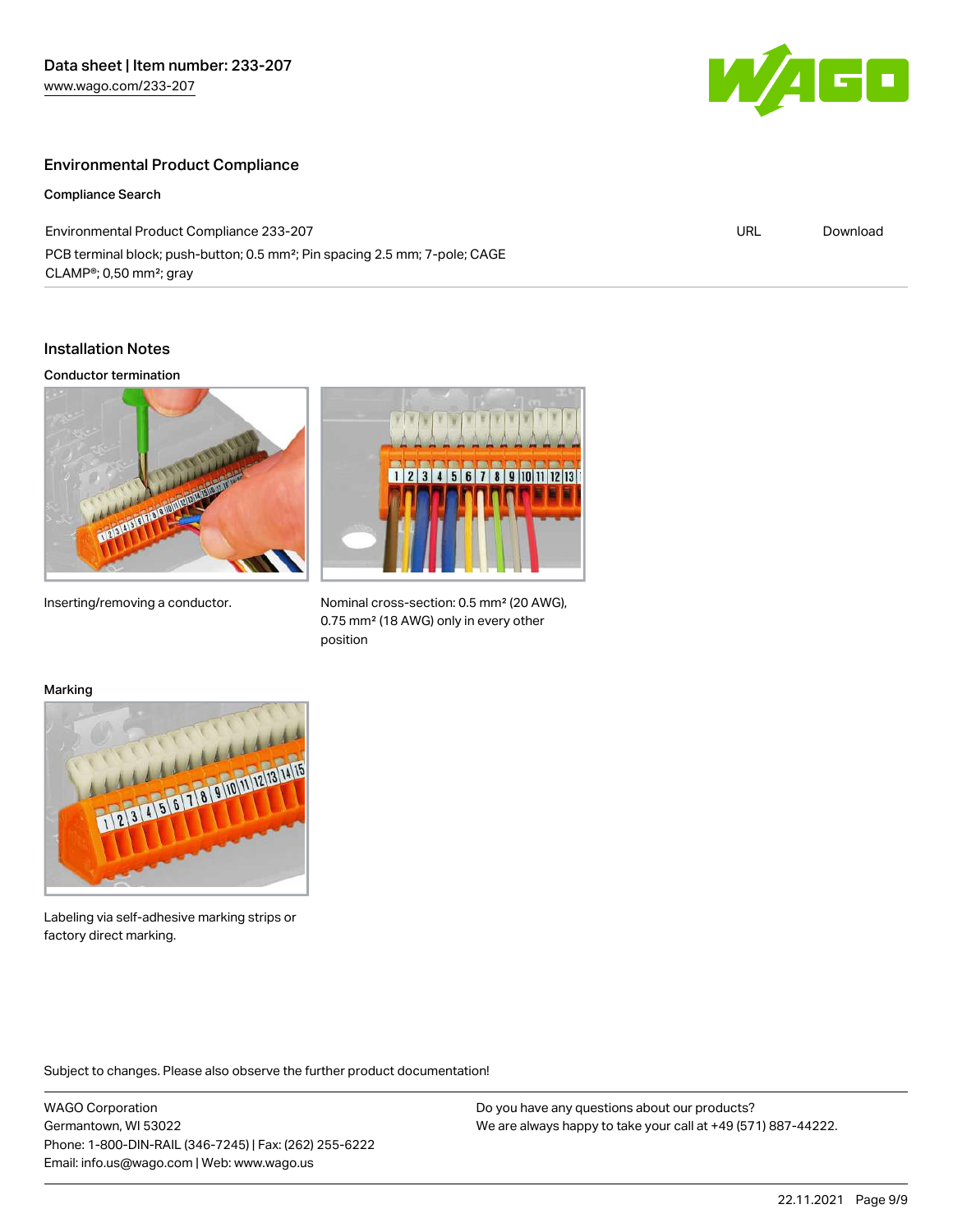## Environmental Product Compliance

### Compliance Search

| | | |
|---|---|---|
| Environmental Product Compliance 233-207<br>PCB terminal block; push-button; 0.5 mm²; Pin spacing 2.5 mm; 7-pole; CAGE CLAMP®; 0,50 mm²; gray | URL | Download |

## Installation Notes

### Conductor termination

Inserting/removing a conductor.

Nominal cross-section: 0.5 mm² (20 AWG), 0.75 mm² (18 AWG) only in every other position

### Marking

Labeling via self-adhesive marking strips or factory direct marking.

Subject to changes. Please also observe the further product documentation!

WAGO Corporation
Germantown, WI 53022
Phone: 1-800-DIN-RAIL (346-7245) | Fax: (262) 255-6222
Email: info.us@wago.com | Web: www.wago.us

Do you have any questions about our products?
We are always happy to take your call at +49 (571) 887-44222.